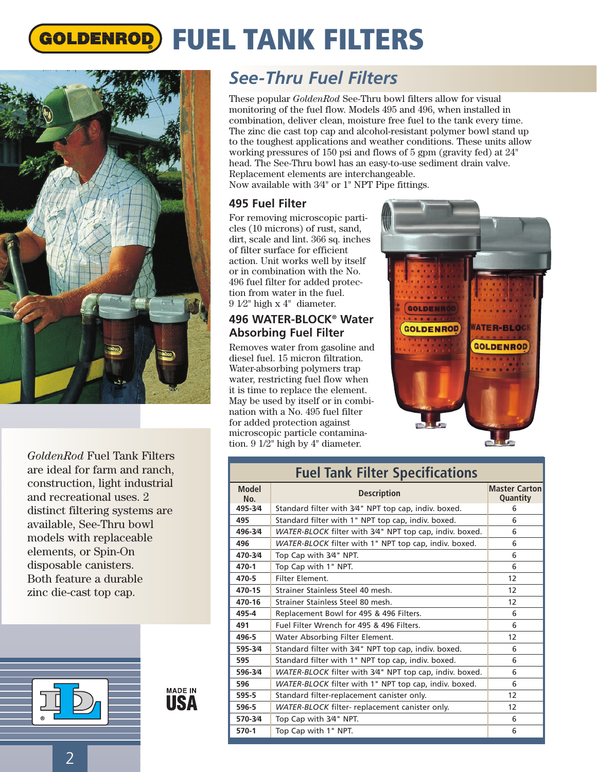# GOLDENROD® FUEL TANK FILTERS

## *See-Thru Fuel Filters*

These popular *GoldenRod* See-Thru bowl filters allow for visual monitoring of the fuel flow. Models 495 and 496, when installed in combination, deliver clean, moisture free fuel to the tank every time. The zinc die cast top cap and alcohol-resistant polymer bowl stand up to the toughest applications and weather conditions. These units allow working pressures of 150 psi and flows of 5 gpm (gravity fed) at 24" head. The See-Thru bowl has an easy-to-use sediment drain valve. Replacement elements are interchangeable.
Now available with 3⁄4" or 1" NPT Pipe fittings.

### 495 Fuel Filter

For removing microscopic particles (10 microns) of rust, sand, dirt, scale and lint. 366 sq. inches of filter surface for efficient action. Unit works well by itself or in combination with the No. 496 fuel filter for added protection from water in the fuel. 9 1⁄2" high x 4" diameter.

### 496 WATER-BLOCK® Water Absorbing Fuel Filter

Removes water from gasoline and diesel fuel. 15 micron filtration. Water-absorbing polymers trap water, restricting fuel flow when it is time to replace the element. May be used by itself or in combination with a No. 495 fuel filter for added protection against microscopic particle contamination. 9 1/2" high by 4" diameter.

*GoldenRod* Fuel Tank Filters are ideal for farm and ranch, construction, light industrial and recreational uses. 2 distinct filtering systems are available, See-Thru bowl models with replaceable elements, or Spin-On disposable canisters. Both feature a durable zinc die-cast top cap.

MADE IN USA

### Fuel Tank Filter Specifications

| Model No. | Description | Master Carton Quantity |
|---|---|---|
| 495-3⁄4 | Standard filter with 3⁄4" NPT top cap, indiv. boxed. | 6 |
| 495 | Standard filter with 1" NPT top cap, indiv. boxed. | 6 |
| 496-3⁄4 | *WATER-BLOCK* filter with 3⁄4" NPT top cap, indiv. boxed. | 6 |
| 496 | *WATER-BLOCK* filter with 1" NPT top cap, indiv. boxed. | 6 |
| 470-3⁄4 | Top Cap with 3⁄4" NPT. | 6 |
| 470-1 | Top Cap with 1" NPT. | 6 |
| 470-5 | Filter Element. | 12 |
| 470-15 | Strainer Stainless Steel 40 mesh. | 12 |
| 470-16 | Strainer Stainless Steel 80 mesh. | 12 |
| 495-4 | Replacement Bowl for 495 & 496 Filters. | 6 |
| 491 | Fuel Filter Wrench for 495 & 496 Filters. | 6 |
| 496-5 | Water Absorbing Filter Element. | 12 |
| 595-3⁄4 | Standard filter with 3⁄4" NPT top cap, indiv. boxed. | 6 |
| 595 | Standard filter with 1" NPT top cap, indiv. boxed. | 6 |
| 596-3⁄4 | *WATER-BLOCK* filter with 3⁄4" NPT top cap, indiv. boxed. | 6 |
| 596 | *WATER-BLOCK* filter with 1" NPT top cap, indiv. boxed. | 6 |
| 595-5 | Standard filter-replacement canister only. | 12 |
| 596-5 | *WATER-BLOCK* filter- replacement canister only. | 12 |
| 570-3⁄4 | Top Cap with 3⁄4" NPT. | 6 |
| 570-1 | Top Cap with 1" NPT. | 6 |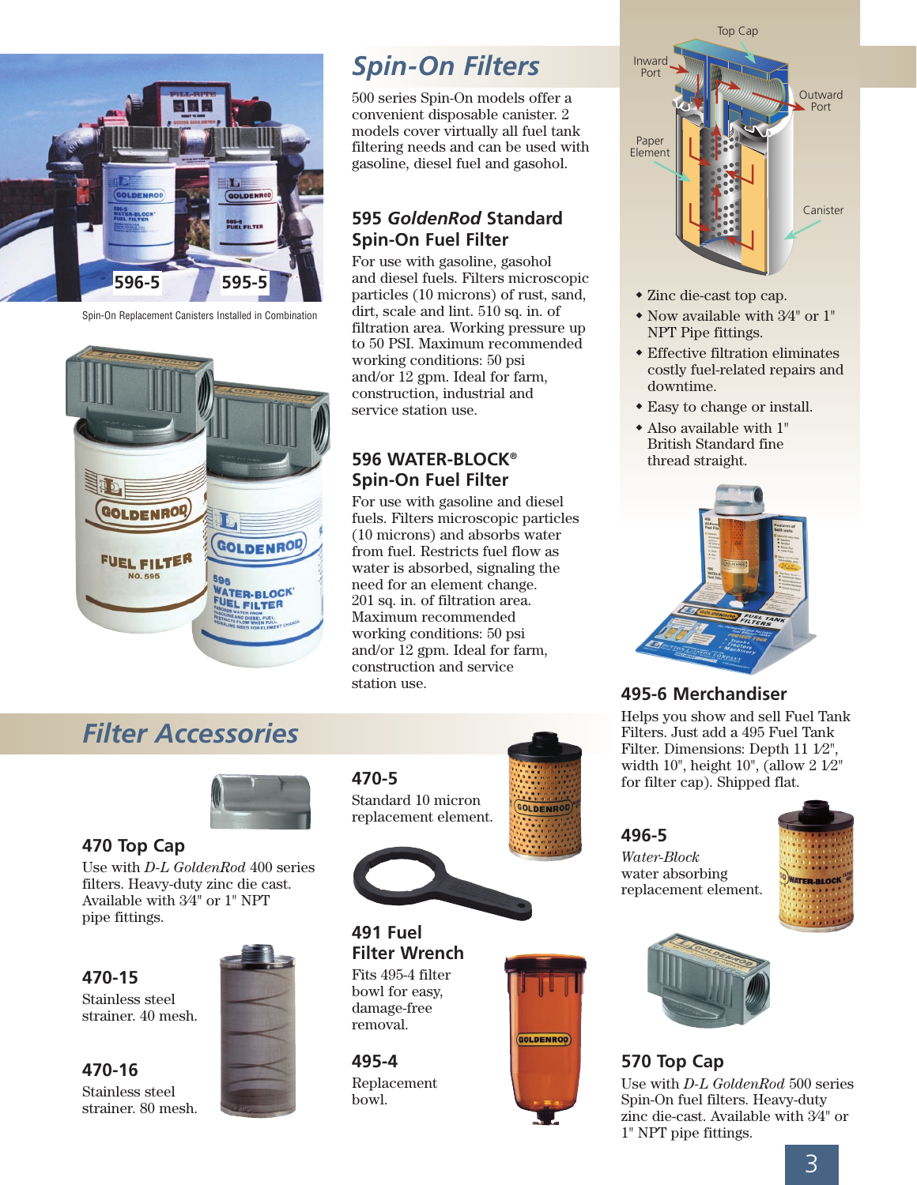596-5 595-5

Spin-On Replacement Canisters Installed in Combination

## Spin-On Filters

500 series Spin-On models offer a convenient disposable canister. 2 models cover virtually all fuel tank filtering needs and can be used with gasoline, diesel fuel and gasohol.

### 595 *GoldenRod* Standard Spin-On Fuel Filter

For use with gasoline, gasohol and diesel fuels. Filters microscopic particles (10 microns) of rust, sand, dirt, scale and lint. 510 sq. in. of filtration area. Working pressure up to 50 PSI. Maximum recommended working conditions: 50 psi and/or 12 gpm. Ideal for farm, construction, industrial and service station use.

### 596 WATER-BLOCK® Spin-On Fuel Filter

For use with gasoline and diesel fuels. Filters microscopic particles (10 microns) and absorbs water from fuel. Restricts fuel flow as water is absorbed, signaling the need for an element change. 201 sq. in. of filtration area. Maximum recommended working conditions: 50 psi and/or 12 gpm. Ideal for farm, construction and service station use.

Top Cap
Inward Port
Outward Port
Paper Element
Canister

- Zinc die-cast top cap.
- Now available with 3⁄4" or 1" NPT Pipe fittings.
- Effective filtration eliminates costly fuel-related repairs and downtime.
- Easy to change or install.
- Also available with 1" British Standard fine thread straight.

### 495-6 Merchandiser

Helps you show and sell Fuel Tank Filters. Just add a 495 Fuel Tank Filter. Dimensions: Depth 11 1⁄2", width 10", height 10", (allow 2 1⁄2" for filter cap). Shipped flat.

## Filter Accessories

### 470 Top Cap

Use with *D-L GoldenRod* 400 series filters. Heavy-duty zinc die cast. Available with 3⁄4" or 1" NPT pipe fittings.

### 470-15

Stainless steel strainer. 40 mesh.

### 470-16

Stainless steel strainer. 80 mesh.

### 470-5

Standard 10 micron replacement element.

### 491 Fuel Filter Wrench

Fits 495-4 filter bowl for easy, damage-free removal.

### 495-4

Replacement bowl.

### 496-5

*Water-Block* water absorbing replacement element.

### 570 Top Cap

Use with *D-L GoldenRod* 500 series Spin-On fuel filters. Heavy-duty zinc die-cast. Available with 3⁄4" or 1" NPT pipe fittings.